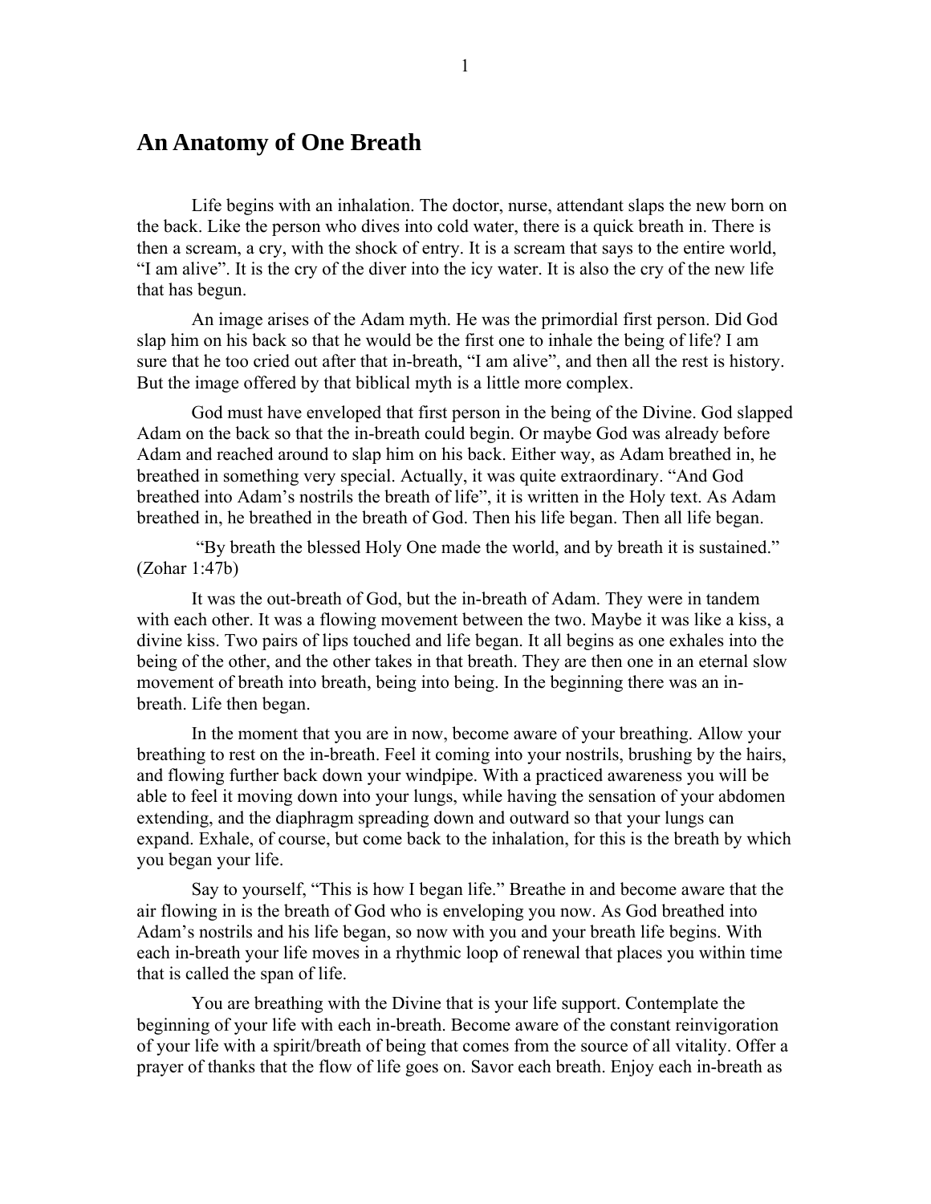## An Anatomy of One Breath

Life begins with an inhalation. The doctor, nurse, attendant slaps the new born on the back. Like the person who dives into cold water, there is a quick breath in. There is then a scream, a cry, with the shock of entry. It is a scream that says to the entire world, "I am alive". It is the cry of the diver into the icy water. It is also the cry of the new life that has begun.

An image arises of the Adam myth. He was the primordial first person. Did God slap him on his back so that he would be the first one to inhale the being of life? I am sure that he too cried out after that in-breath, "I am alive", and then all the rest is history. But the image offered by that biblical myth is a little more complex.

God must have enveloped that first person in the being of the Divine. God slapped Adam on the back so that the in-breath could begin. Or maybe God was already before Adam and reached around to slap him on his back. Either way, as Adam breathed in, he breathed in something very special. Actually, it was quite extraordinary. "And God breathed into Adam's nostrils the breath of life", it is written in the Holy text. As Adam breathed in, he breathed in the breath of God. Then his life began. Then all life began.

"By breath the blessed Holy One made the world, and by breath it is sustained." (Zohar 1:47b)

It was the out-breath of God, but the in-breath of Adam. They were in tandem with each other. It was a flowing movement between the two. Maybe it was like a kiss, a divine kiss. Two pairs of lips touched and life began. It all begins as one exhales into the being of the other, and the other takes in that breath. They are then one in an eternal slow movement of breath into breath, being into being. In the beginning there was an in-breath. Life then began.

In the moment that you are in now, become aware of your breathing. Allow your breathing to rest on the in-breath. Feel it coming into your nostrils, brushing by the hairs, and flowing further back down your windpipe. With a practiced awareness you will be able to feel it moving down into your lungs, while having the sensation of your abdomen extending, and the diaphragm spreading down and outward so that your lungs can expand. Exhale, of course, but come back to the inhalation, for this is the breath by which you began your life.

Say to yourself, "This is how I began life." Breathe in and become aware that the air flowing in is the breath of God who is enveloping you now. As God breathed into Adam's nostrils and his life began, so now with you and your breath life begins. With each in-breath your life moves in a rhythmic loop of renewal that places you within time that is called the span of life.

You are breathing with the Divine that is your life support. Contemplate the beginning of your life with each in-breath. Become aware of the constant reinvigoration of your life with a spirit/breath of being that comes from the source of all vitality. Offer a prayer of thanks that the flow of life goes on. Savor each breath. Enjoy each in-breath as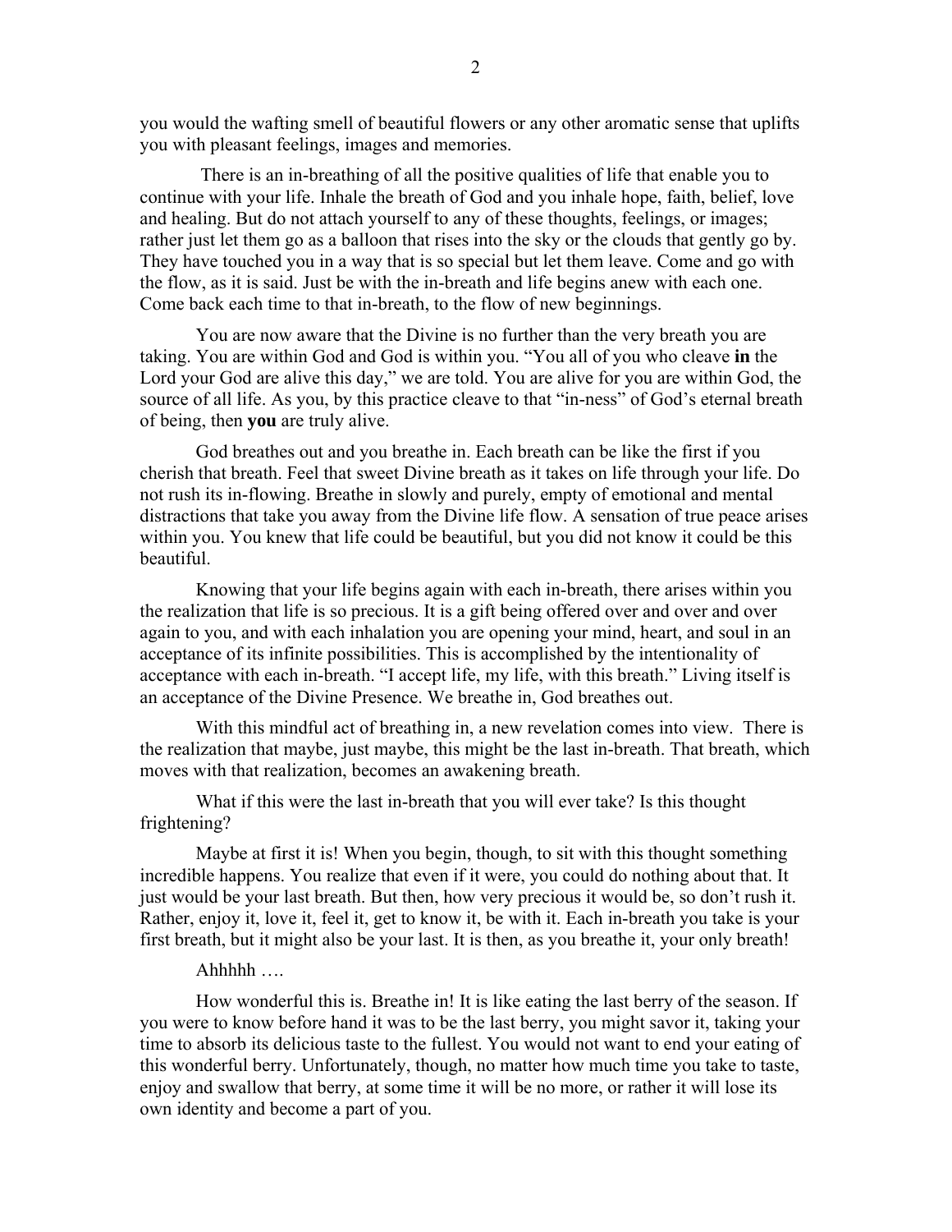you would the wafting smell of beautiful flowers or any other aromatic sense that uplifts you with pleasant feelings, images and memories.

There is an in-breathing of all the positive qualities of life that enable you to continue with your life. Inhale the breath of God and you inhale hope, faith, belief, love and healing. But do not attach yourself to any of these thoughts, feelings, or images; rather just let them go as a balloon that rises into the sky or the clouds that gently go by. They have touched you in a way that is so special but let them leave. Come and go with the flow, as it is said. Just be with the in-breath and life begins anew with each one. Come back each time to that in-breath, to the flow of new beginnings.

You are now aware that the Divine is no further than the very breath you are taking. You are within God and God is within you. "You all of you who cleave **in** the Lord your God are alive this day," we are told. You are alive for you are within God, the source of all life. As you, by this practice cleave to that "in-ness" of God's eternal breath of being, then **you** are truly alive.

God breathes out and you breathe in. Each breath can be like the first if you cherish that breath. Feel that sweet Divine breath as it takes on life through your life. Do not rush its in-flowing. Breathe in slowly and purely, empty of emotional and mental distractions that take you away from the Divine life flow. A sensation of true peace arises within you. You knew that life could be beautiful, but you did not know it could be this beautiful.

Knowing that your life begins again with each in-breath, there arises within you the realization that life is so precious. It is a gift being offered over and over and over again to you, and with each inhalation you are opening your mind, heart, and soul in an acceptance of its infinite possibilities. This is accomplished by the intentionality of acceptance with each in-breath. "I accept life, my life, with this breath." Living itself is an acceptance of the Divine Presence. We breathe in, God breathes out.

With this mindful act of breathing in, a new revelation comes into view. There is the realization that maybe, just maybe, this might be the last in-breath. That breath, which moves with that realization, becomes an awakening breath.

What if this were the last in-breath that you will ever take? Is this thought frightening?

Maybe at first it is! When you begin, though, to sit with this thought something incredible happens. You realize that even if it were, you could do nothing about that. It just would be your last breath. But then, how very precious it would be, so don't rush it. Rather, enjoy it, love it, feel it, get to know it, be with it. Each in-breath you take is your first breath, but it might also be your last. It is then, as you breathe it, your only breath!

Ahhhhh ….

How wonderful this is. Breathe in! It is like eating the last berry of the season. If you were to know before hand it was to be the last berry, you might savor it, taking your time to absorb its delicious taste to the fullest. You would not want to end your eating of this wonderful berry. Unfortunately, though, no matter how much time you take to taste, enjoy and swallow that berry, at some time it will be no more, or rather it will lose its own identity and become a part of you.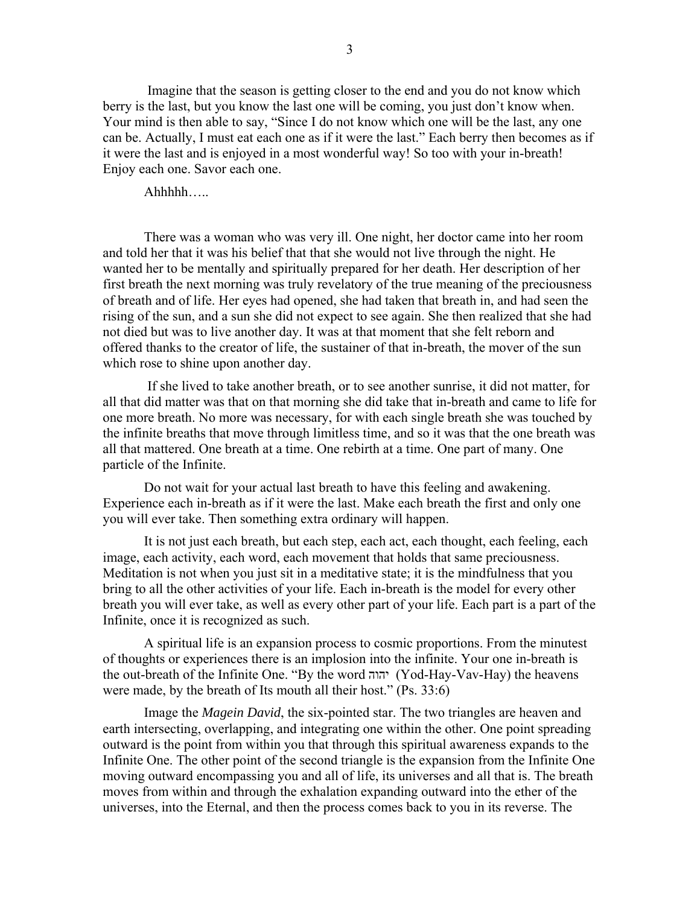Imagine that the season is getting closer to the end and you do not know which berry is the last, but you know the last one will be coming, you just don't know when. Your mind is then able to say, "Since I do not know which one will be the last, any one can be. Actually, I must eat each one as if it were the last." Each berry then becomes as if it were the last and is enjoyed in a most wonderful way! So too with your in-breath! Enjoy each one. Savor each one.

Ahhhhh…..

There was a woman who was very ill. One night, her doctor came into her room and told her that it was his belief that that she would not live through the night. He wanted her to be mentally and spiritually prepared for her death. Her description of her first breath the next morning was truly revelatory of the true meaning of the preciousness of breath and of life. Her eyes had opened, she had taken that breath in, and had seen the rising of the sun, and a sun she did not expect to see again. She then realized that she had not died but was to live another day. It was at that moment that she felt reborn and offered thanks to the creator of life, the sustainer of that in-breath, the mover of the sun which rose to shine upon another day.

If she lived to take another breath, or to see another sunrise, it did not matter, for all that did matter was that on that morning she did take that in-breath and came to life for one more breath. No more was necessary, for with each single breath she was touched by the infinite breaths that move through limitless time, and so it was that the one breath was all that mattered. One breath at a time. One rebirth at a time. One part of many. One particle of the Infinite.

Do not wait for your actual last breath to have this feeling and awakening. Experience each in-breath as if it were the last. Make each breath the first and only one you will ever take. Then something extra ordinary will happen.

It is not just each breath, but each step, each act, each thought, each feeling, each image, each activity, each word, each movement that holds that same preciousness. Meditation is not when you just sit in a meditative state; it is the mindfulness that you bring to all the other activities of your life. Each in-breath is the model for every other breath you will ever take, as well as every other part of your life. Each part is a part of the Infinite, once it is recognized as such.

A spiritual life is an expansion process to cosmic proportions. From the minutest of thoughts or experiences there is an implosion into the infinite. Your one in-breath is the out-breath of the Infinite One. "By the word יהוה (Yod-Hay-Vav-Hay) the heavens were made, by the breath of Its mouth all their host." (Ps. 33:6)

Image the *Magein David*, the six-pointed star. The two triangles are heaven and earth intersecting, overlapping, and integrating one within the other. One point spreading outward is the point from within you that through this spiritual awareness expands to the Infinite One. The other point of the second triangle is the expansion from the Infinite One moving outward encompassing you and all of life, its universes and all that is. The breath moves from within and through the exhalation expanding outward into the ether of the universes, into the Eternal, and then the process comes back to you in its reverse. The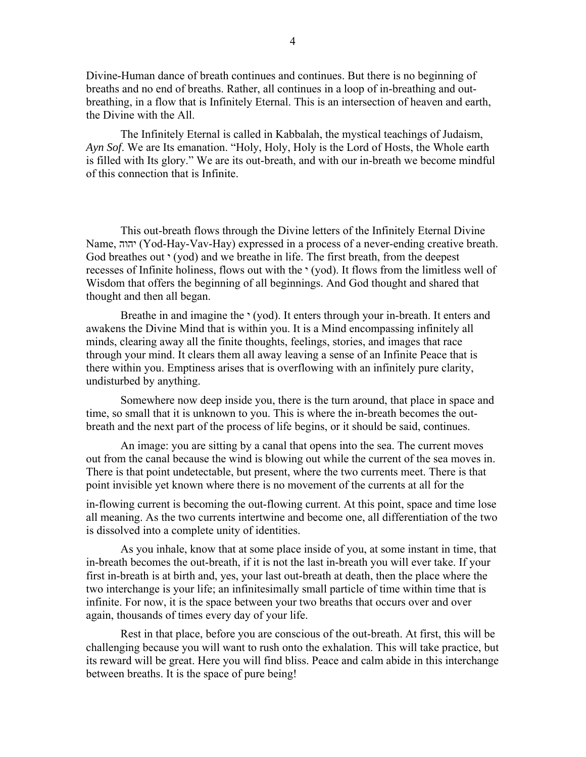Divine-Human dance of breath continues and continues. But there is no beginning of breaths and no end of breaths. Rather, all continues in a loop of in-breathing and out-breathing, in a flow that is Infinitely Eternal. This is an intersection of heaven and earth, the Divine with the All.

The Infinitely Eternal is called in Kabbalah, the mystical teachings of Judaism, *Ayn Sof*. We are Its emanation. "Holy, Holy, Holy is the Lord of Hosts, the Whole earth is filled with Its glory." We are its out-breath, and with our in-breath we become mindful of this connection that is Infinite.

This out-breath flows through the Divine letters of the Infinitely Eternal Divine Name, יהוה (Yod-Hay-Vav-Hay) expressed in a process of a never-ending creative breath. God breathes out י (yod) and we breathe in life. The first breath, from the deepest recesses of Infinite holiness, flows out with the י (yod). It flows from the limitless well of Wisdom that offers the beginning of all beginnings. And God thought and shared that thought and then all began.

Breathe in and imagine the י (yod). It enters through your in-breath. It enters and awakens the Divine Mind that is within you. It is a Mind encompassing infinitely all minds, clearing away all the finite thoughts, feelings, stories, and images that race through your mind. It clears them all away leaving a sense of an Infinite Peace that is there within you. Emptiness arises that is overflowing with an infinitely pure clarity, undisturbed by anything.

Somewhere now deep inside you, there is the turn around, that place in space and time, so small that it is unknown to you. This is where the in-breath becomes the out-breath and the next part of the process of life begins, or it should be said, continues.

An image: you are sitting by a canal that opens into the sea. The current moves out from the canal because the wind is blowing out while the current of the sea moves in. There is that point undetectable, but present, where the two currents meet. There is that point invisible yet known where there is no movement of the currents at all for the in-flowing current is becoming the out-flowing current. At this point, space and time lose all meaning. As the two currents intertwine and become one, all differentiation of the two is dissolved into a complete unity of identities.

As you inhale, know that at some place inside of you, at some instant in time, that in-breath becomes the out-breath, if it is not the last in-breath you will ever take. If your first in-breath is at birth and, yes, your last out-breath at death, then the place where the two interchange is your life; an infinitesimally small particle of time within time that is infinite. For now, it is the space between your two breaths that occurs over and over again, thousands of times every day of your life.

Rest in that place, before you are conscious of the out-breath. At first, this will be challenging because you will want to rush onto the exhalation. This will take practice, but its reward will be great. Here you will find bliss. Peace and calm abide in this interchange between breaths. It is the space of pure being!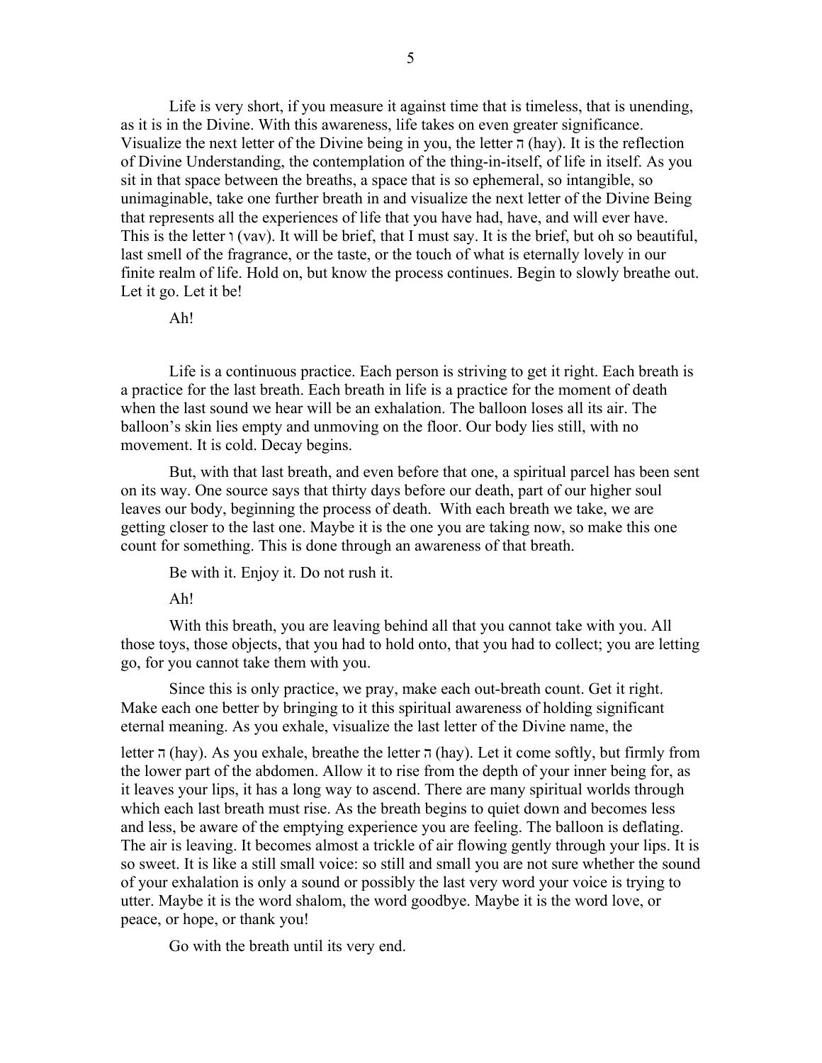Life is very short, if you measure it against time that is timeless, that is unending, as it is in the Divine. With this awareness, life takes on even greater significance. Visualize the next letter of the Divine being in you, the letter ה (hay). It is the reflection of Divine Understanding, the contemplation of the thing-in-itself, of life in itself. As you sit in that space between the breaths, a space that is so ephemeral, so intangible, so unimaginable, take one further breath in and visualize the next letter of the Divine Being that represents all the experiences of life that you have had, have, and will ever have. This is the letter ו (vav). It will be brief, that I must say. It is the brief, but oh so beautiful, last smell of the fragrance, or the taste, or the touch of what is eternally lovely in our finite realm of life. Hold on, but know the process continues. Begin to slowly breathe out. Let it go. Let it be!

Ah!

Life is a continuous practice. Each person is striving to get it right. Each breath is a practice for the last breath. Each breath in life is a practice for the moment of death when the last sound we hear will be an exhalation. The balloon loses all its air. The balloon's skin lies empty and unmoving on the floor. Our body lies still, with no movement. It is cold. Decay begins.

But, with that last breath, and even before that one, a spiritual parcel has been sent on its way. One source says that thirty days before our death, part of our higher soul leaves our body, beginning the process of death. With each breath we take, we are getting closer to the last one. Maybe it is the one you are taking now, so make this one count for something. This is done through an awareness of that breath.

Be with it. Enjoy it. Do not rush it.

Ah!

With this breath, you are leaving behind all that you cannot take with you. All those toys, those objects, that you had to hold onto, that you had to collect; you are letting go, for you cannot take them with you.

Since this is only practice, we pray, make each out-breath count. Get it right. Make each one better by bringing to it this spiritual awareness of holding significant eternal meaning. As you exhale, visualize the last letter of the Divine name, the letter ה (hay). As you exhale, breathe the letter ה (hay). Let it come softly, but firmly from the lower part of the abdomen. Allow it to rise from the depth of your inner being for, as it leaves your lips, it has a long way to ascend. There are many spiritual worlds through which each last breath must rise. As the breath begins to quiet down and becomes less and less, be aware of the emptying experience you are feeling. The balloon is deflating. The air is leaving. It becomes almost a trickle of air flowing gently through your lips. It is so sweet. It is like a still small voice: so still and small you are not sure whether the sound of your exhalation is only a sound or possibly the last very word your voice is trying to utter. Maybe it is the word shalom, the word goodbye. Maybe it is the word love, or peace, or hope, or thank you!

Go with the breath until its very end.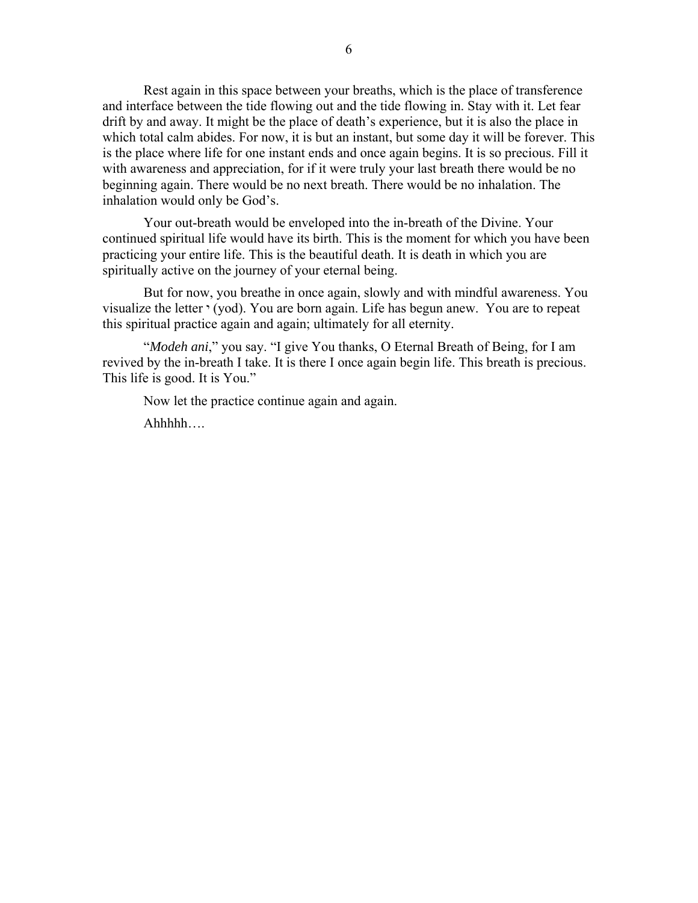Rest again in this space between your breaths, which is the place of transference and interface between the tide flowing out and the tide flowing in. Stay with it. Let fear drift by and away. It might be the place of death's experience, but it is also the place in which total calm abides. For now, it is but an instant, but some day it will be forever. This is the place where life for one instant ends and once again begins. It is so precious. Fill it with awareness and appreciation, for if it were truly your last breath there would be no beginning again. There would be no next breath. There would be no inhalation. The inhalation would only be God's.

Your out-breath would be enveloped into the in-breath of the Divine. Your continued spiritual life would have its birth. This is the moment for which you have been practicing your entire life. This is the beautiful death. It is death in which you are spiritually active on the journey of your eternal being.

But for now, you breathe in once again, slowly and with mindful awareness. You visualize the letter י (yod). You are born again. Life has begun anew. You are to repeat this spiritual practice again and again; ultimately for all eternity.

"*Modeh ani*," you say. "I give You thanks, O Eternal Breath of Being, for I am revived by the in-breath I take. It is there I once again begin life. This breath is precious. This life is good. It is You."

Now let the practice continue again and again.

Ahhhhh….